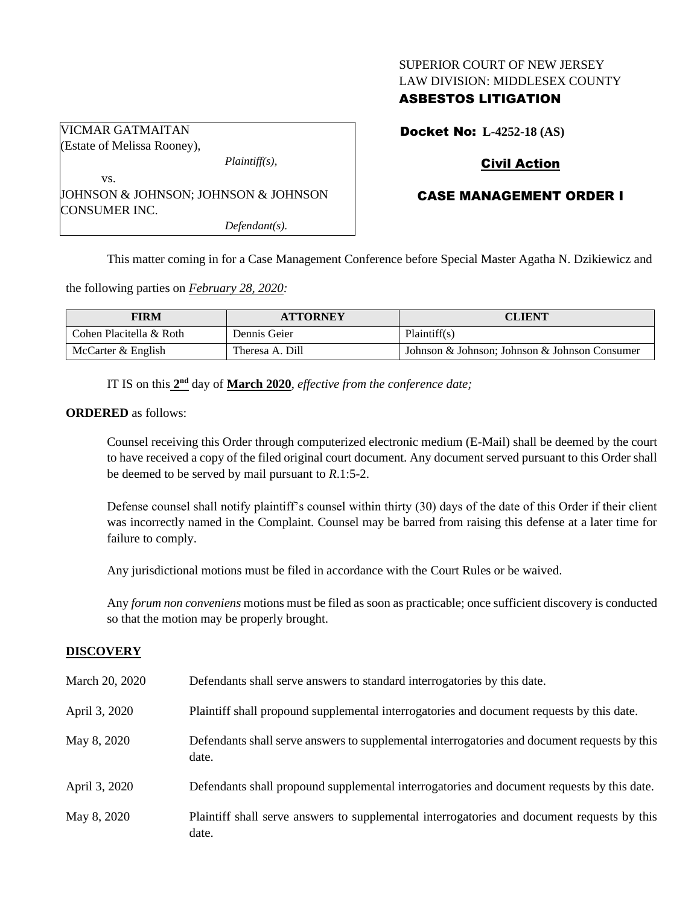SUPERIOR COURT OF NEW JERSEY
LAW DIVISION: MIDDLESEX COUNTY
**ASBESTOS LITIGATION**

| VICMAR GATMAITAN (Estate of Melissa Rooney), *Plaintiff(s),* vs. JOHNSON & JOHNSON; JOHNSON & JOHNSON CONSUMER INC. *Defendant(s).* |
|---|

**Docket No: L-4252-18 (AS)**

**Civil Action**

**CASE MANAGEMENT ORDER I**

This matter coming in for a Case Management Conference before Special Master Agatha N. Dzikiewicz and the following parties on *February 28, 2020:*

| FIRM | ATTORNEY | CLIENT |
|---|---|---|
| Cohen Placitella & Roth | Dennis Geier | Plaintiff(s) |
| McCarter & English | Theresa A. Dill | Johnson & Johnson; Johnson & Johnson Consumer |

IT IS on this **2nd** day of **March 2020**, *effective from the conference date;*

**ORDERED** as follows:

Counsel receiving this Order through computerized electronic medium (E-Mail) shall be deemed by the court to have received a copy of the filed original court document. Any document served pursuant to this Order shall be deemed to be served by mail pursuant to *R*.1:5-2.

Defense counsel shall notify plaintiff's counsel within thirty (30) days of the date of this Order if their client was incorrectly named in the Complaint. Counsel may be barred from raising this defense at a later time for failure to comply.

Any jurisdictional motions must be filed in accordance with the Court Rules or be waived.

Any *forum non conveniens* motions must be filed as soon as practicable; once sufficient discovery is conducted so that the motion may be properly brought.

**DISCOVERY**

| | |
|---|---|
| March 20, 2020 | Defendants shall serve answers to standard interrogatories by this date. |
| April 3, 2020 | Plaintiff shall propound supplemental interrogatories and document requests by this date. |
| May 8, 2020 | Defendants shall serve answers to supplemental interrogatories and document requests by this date. |
| April 3, 2020 | Defendants shall propound supplemental interrogatories and document requests by this date. |
| May 8, 2020 | Plaintiff shall serve answers to supplemental interrogatories and document requests by this date. |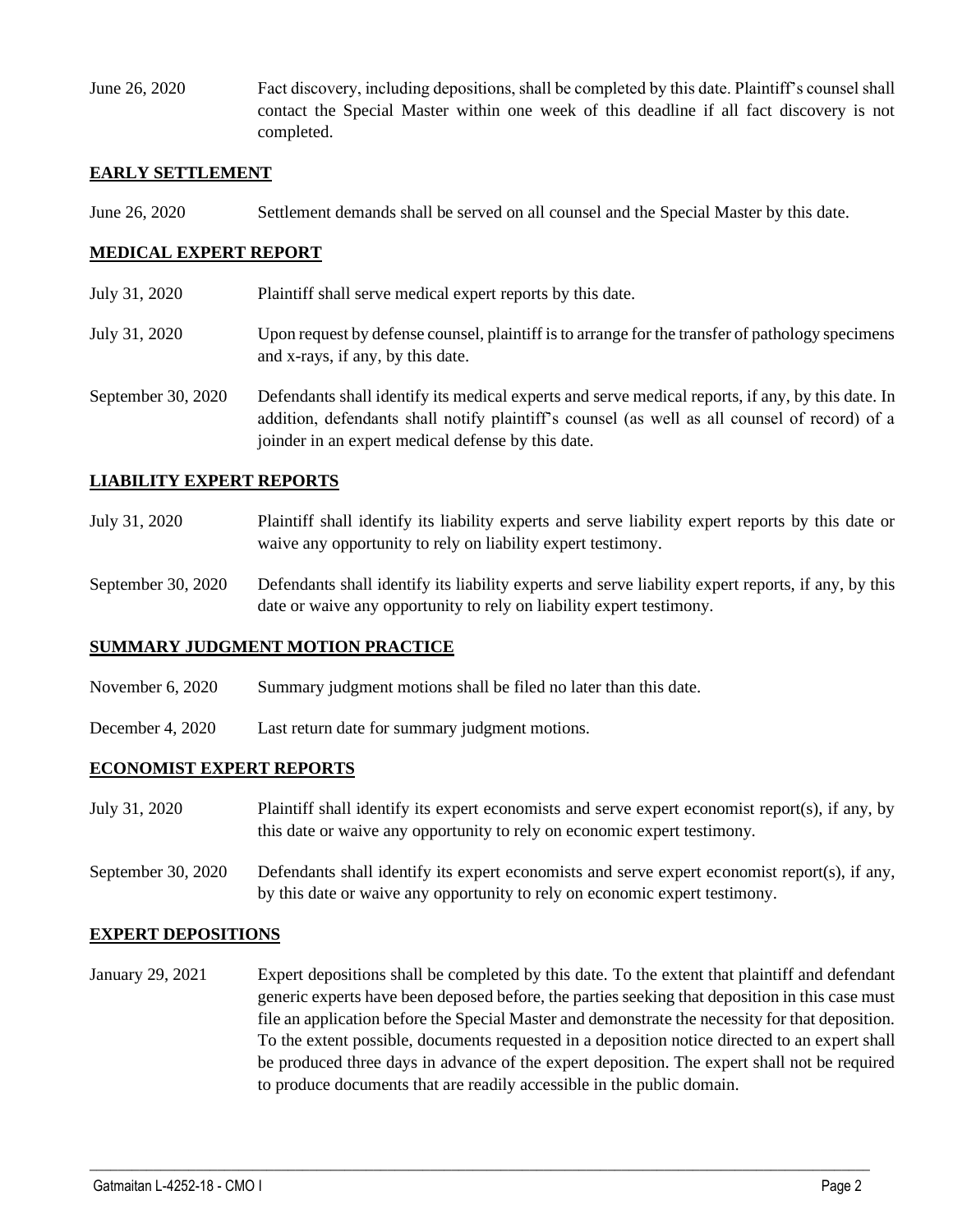June 26, 2020 Fact discovery, including depositions, shall be completed by this date. Plaintiff's counsel shall contact the Special Master within one week of this deadline if all fact discovery is not completed.

## EARLY SETTLEMENT

June 26, 2020 Settlement demands shall be served on all counsel and the Special Master by this date.

## MEDICAL EXPERT REPORT

July 31, 2020 Plaintiff shall serve medical expert reports by this date.

July 31, 2020 Upon request by defense counsel, plaintiff is to arrange for the transfer of pathology specimens and x-rays, if any, by this date.

September 30, 2020 Defendants shall identify its medical experts and serve medical reports, if any, by this date. In addition, defendants shall notify plaintiff's counsel (as well as all counsel of record) of a joinder in an expert medical defense by this date.

## LIABILITY EXPERT REPORTS

July 31, 2020 Plaintiff shall identify its liability experts and serve liability expert reports by this date or waive any opportunity to rely on liability expert testimony.

September 30, 2020 Defendants shall identify its liability experts and serve liability expert reports, if any, by this date or waive any opportunity to rely on liability expert testimony.

## SUMMARY JUDGMENT MOTION PRACTICE

November 6, 2020 Summary judgment motions shall be filed no later than this date.

December 4, 2020 Last return date for summary judgment motions.

## ECONOMIST EXPERT REPORTS

July 31, 2020 Plaintiff shall identify its expert economists and serve expert economist report(s), if any, by this date or waive any opportunity to rely on economic expert testimony.

September 30, 2020 Defendants shall identify its expert economists and serve expert economist report(s), if any, by this date or waive any opportunity to rely on economic expert testimony.

## EXPERT DEPOSITIONS

January 29, 2021 Expert depositions shall be completed by this date. To the extent that plaintiff and defendant generic experts have been deposed before, the parties seeking that deposition in this case must file an application before the Special Master and demonstrate the necessity for that deposition. To the extent possible, documents requested in a deposition notice directed to an expert shall be produced three days in advance of the expert deposition. The expert shall not be required to produce documents that are readily accessible in the public domain.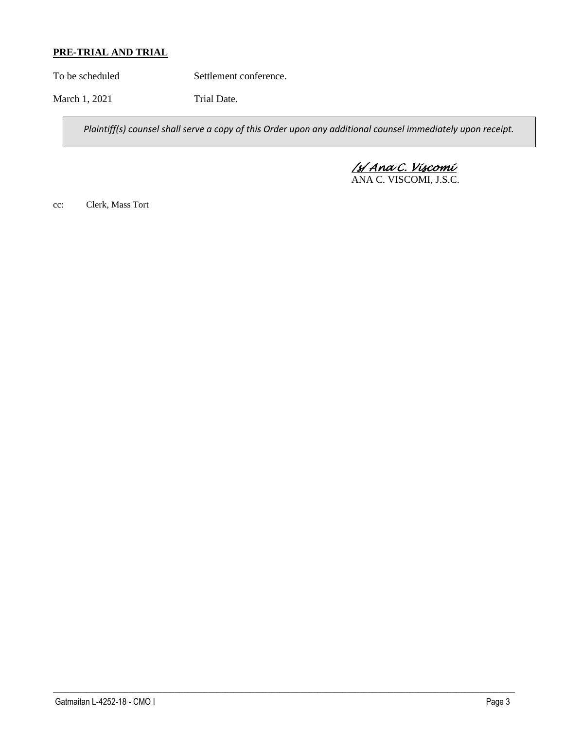**PRE-TRIAL AND TRIAL**

| | |
|---|---|
| To be scheduled | Settlement conference. |
| March 1, 2021 | Trial Date. |

*Plaintiff(s) counsel shall serve a copy of this Order upon any additional counsel immediately upon receipt.*

*/s/ Ana C. Viscomi*
ANA C. VISCOMI, J.S.C.

cc: Clerk, Mass Tort